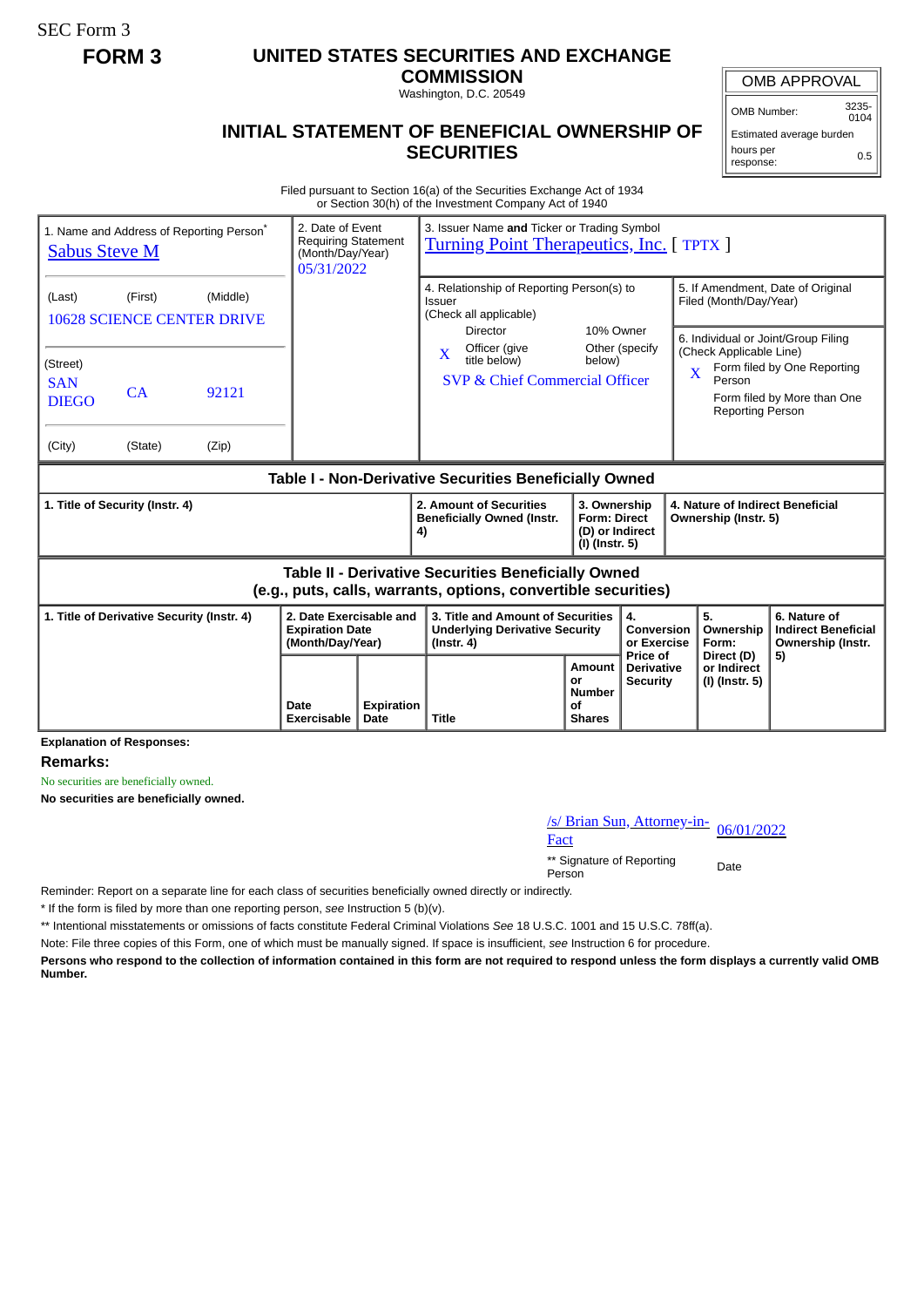SEC Form 3

**FORM 3**

# UNITED STATES SECURITIES AND EXCHANGE COMMISSION

Washington, D.C. 20549

## INITIAL STATEMENT OF BENEFICIAL OWNERSHIP OF SECURITIES

| OMB APPROVAL | |
|---|---|
| OMB Number: | 3235-0104 |
| Estimated average burden | |
| hours per response: | 0.5 |

Filed pursuant to Section 16(a) of the Securities Exchange Act of 1934 or Section 30(h) of the Investment Company Act of 1940

| 1. Name and Address of Reporting Person* | 2. Date of Event Requiring Statement (Month/Day/Year) | 3. Issuer Name **and** Ticker or Trading Symbol | |
|---|---|---|---|
| Sabus Steve M | 05/31/2022 | Turning Point Therapeutics, Inc. [ TPTX ] | |
| (Last) (First) (Middle) | | 4. Relationship of Reporting Person(s) to Issuer (Check all applicable) | 5. If Amendment, Date of Original Filed (Month/Day/Year) |
| 10628 SCIENCE CENTER DRIVE | | Director; 10% Owner; X Officer (give title below); Other (specify below) | 6. Individual or Joint/Group Filing (Check Applicable Line) |
| (Street) | | SVP & Chief Commercial Officer | X Form filed by One Reporting Person |
| SAN DIEGO CA 92121 | | | Form filed by More than One Reporting Person |
| (City) (State) (Zip) | | | |

**Table I - Non-Derivative Securities Beneficially Owned**

| 1. Title of Security (Instr. 4) | 2. Amount of Securities Beneficially Owned (Instr. 4) | 3. Ownership Form: Direct (D) or Indirect (I) (Instr. 5) | 4. Nature of Indirect Beneficial Ownership (Instr. 5) |
|---|---|---|---|

**Table II - Derivative Securities Beneficially Owned (e.g., puts, calls, warrants, options, convertible securities)**

| 1. Title of Derivative Security (Instr. 4) | 2. Date Exercisable and Expiration Date (Month/Day/Year) | | 3. Title and Amount of Securities Underlying Derivative Security (Instr. 4) | | 4. Conversion or Exercise Price of Derivative Security | 5. Ownership Form: Direct (D) or Indirect (I) (Instr. 5) | 6. Nature of Indirect Beneficial Ownership (Instr. 5) |
|---|---|---|---|---|---|---|---|
| | Date Exercisable | Expiration Date | Title | Amount or Number of Shares | | | |

**Explanation of Responses:**

**Remarks:**

No securities are beneficially owned.

**No securities are beneficially owned.**

| /s/ Brian Sun, Attorney-in-Fact | 06/01/2022 |
|---|---|
| ** Signature of Reporting Person | Date |

Reminder: Report on a separate line for each class of securities beneficially owned directly or indirectly.

* If the form is filed by more than one reporting person, *see* Instruction 5 (b)(v).

** Intentional misstatements or omissions of facts constitute Federal Criminal Violations *See* 18 U.S.C. 1001 and 15 U.S.C. 78ff(a).

Note: File three copies of this Form, one of which must be manually signed. If space is insufficient, *see* Instruction 6 for procedure.

**Persons who respond to the collection of information contained in this form are not required to respond unless the form displays a currently valid OMB Number.**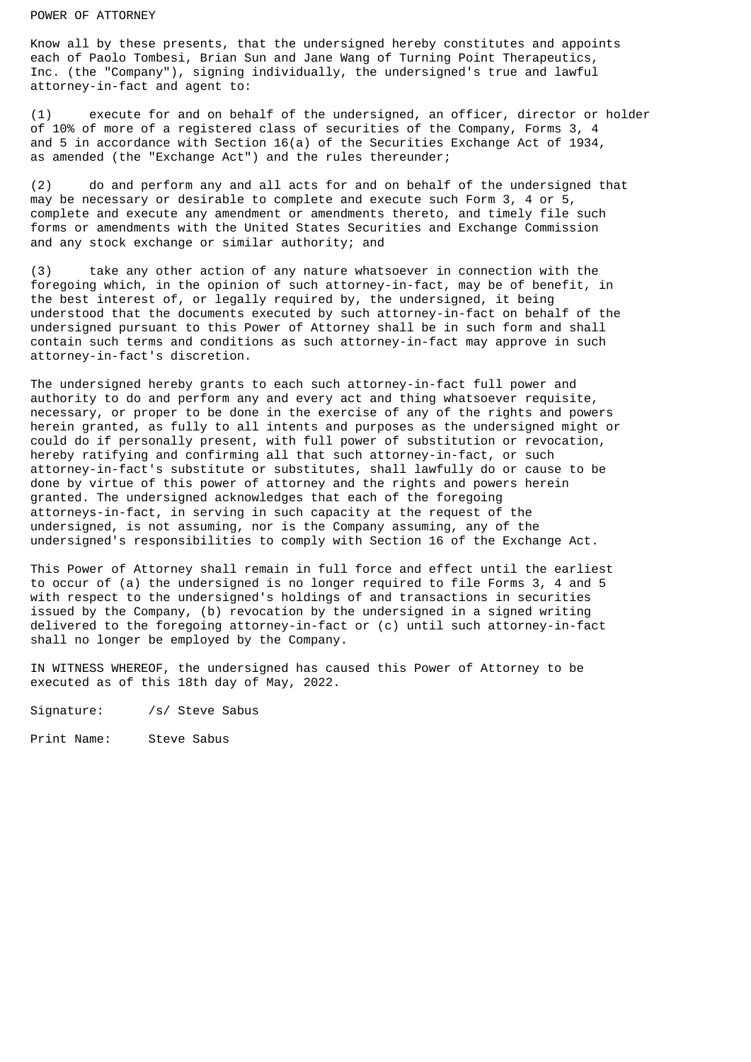POWER OF ATTORNEY

Know all by these presents, that the undersigned hereby constitutes and appoints each of Paolo Tombesi, Brian Sun and Jane Wang of Turning Point Therapeutics, Inc. (the "Company"), signing individually, the undersigned's true and lawful attorney-in-fact and agent to:

(1) execute for and on behalf of the undersigned, an officer, director or holder of 10% of more of a registered class of securities of the Company, Forms 3, 4 and 5 in accordance with Section 16(a) of the Securities Exchange Act of 1934, as amended (the "Exchange Act") and the rules thereunder;

(2) do and perform any and all acts for and on behalf of the undersigned that may be necessary or desirable to complete and execute such Form 3, 4 or 5, complete and execute any amendment or amendments thereto, and timely file such forms or amendments with the United States Securities and Exchange Commission and any stock exchange or similar authority; and

(3) take any other action of any nature whatsoever in connection with the foregoing which, in the opinion of such attorney-in-fact, may be of benefit, in the best interest of, or legally required by, the undersigned, it being understood that the documents executed by such attorney-in-fact on behalf of the undersigned pursuant to this Power of Attorney shall be in such form and shall contain such terms and conditions as such attorney-in-fact may approve in such attorney-in-fact's discretion.

The undersigned hereby grants to each such attorney-in-fact full power and authority to do and perform any and every act and thing whatsoever requisite, necessary, or proper to be done in the exercise of any of the rights and powers herein granted, as fully to all intents and purposes as the undersigned might or could do if personally present, with full power of substitution or revocation, hereby ratifying and confirming all that such attorney-in-fact, or such attorney-in-fact's substitute or substitutes, shall lawfully do or cause to be done by virtue of this power of attorney and the rights and powers herein granted. The undersigned acknowledges that each of the foregoing attorneys-in-fact, in serving in such capacity at the request of the undersigned, is not assuming, nor is the Company assuming, any of the undersigned's responsibilities to comply with Section 16 of the Exchange Act.

This Power of Attorney shall remain in full force and effect until the earliest to occur of (a) the undersigned is no longer required to file Forms 3, 4 and 5 with respect to the undersigned's holdings of and transactions in securities issued by the Company, (b) revocation by the undersigned in a signed writing delivered to the foregoing attorney-in-fact or (c) until such attorney-in-fact shall no longer be employed by the Company.

IN WITNESS WHEREOF, the undersigned has caused this Power of Attorney to be executed as of this 18th day of May, 2022.

Signature: /s/ Steve Sabus

Print Name: Steve Sabus